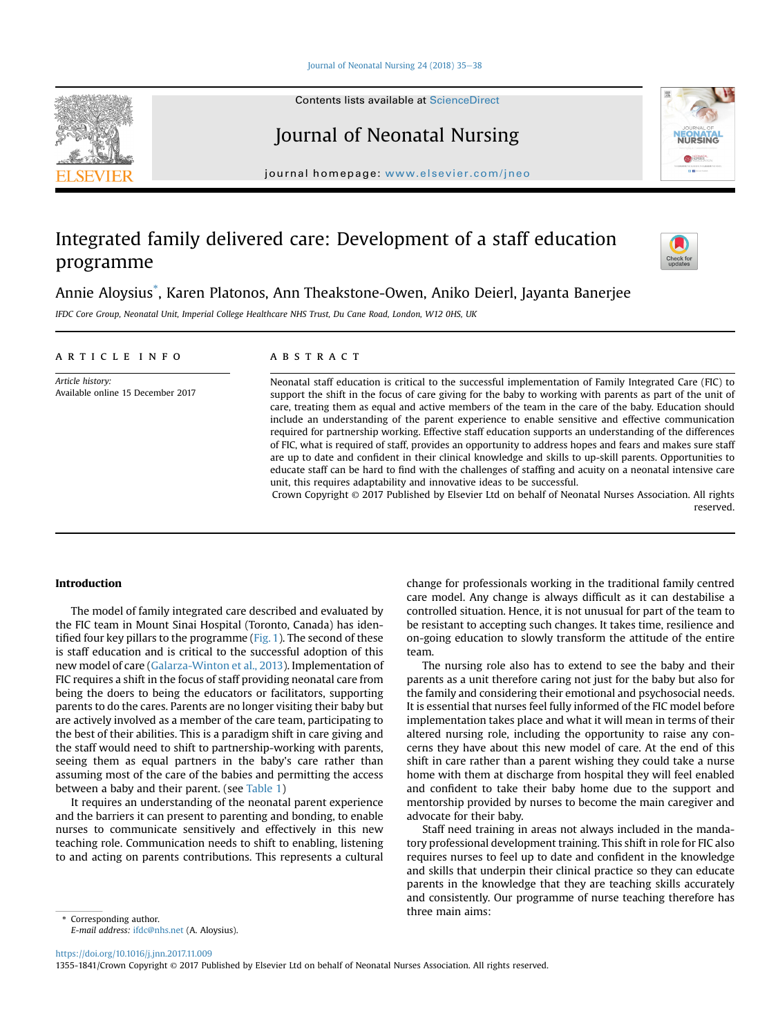Contents lists available at ScienceDirect

# Journal of Neonatal Nursing

journal homepage: www.elsevier.com/jneo

# Integrated family delivered care: Development of a staff education programme

Annie Aloysius*, Karen Platonos, Ann Theakstone-Owen, Aniko Deierl, Jayanta Banerjee

*IFDC Core Group, Neonatal Unit, Imperial College Healthcare NHS Trust, Du Cane Road, London, W12 0HS, UK*

## ARTICLE INFO

*Article history:*
Available online 15 December 2017

## ABSTRACT

Neonatal staff education is critical to the successful implementation of Family Integrated Care (FIC) to support the shift in the focus of care giving for the baby to working with parents as part of the unit of care, treating them as equal and active members of the team in the care of the baby. Education should include an understanding of the parent experience to enable sensitive and effective communication required for partnership working. Effective staff education supports an understanding of the differences of FIC, what is required of staff, provides an opportunity to address hopes and fears and makes sure staff are up to date and confident in their clinical knowledge and skills to up-skill parents. Opportunities to educate staff can be hard to find with the challenges of staffing and acuity on a neonatal intensive care unit, this requires adaptability and innovative ideas to be successful.

Crown Copyright © 2017 Published by Elsevier Ltd on behalf of Neonatal Nurses Association. All rights reserved.

## Introduction

The model of family integrated care described and evaluated by the FIC team in Mount Sinai Hospital (Toronto, Canada) has identified four key pillars to the programme (Fig. 1). The second of these is staff education and is critical to the successful adoption of this new model of care (Galarza-Winton et al., 2013). Implementation of FIC requires a shift in the focus of staff providing neonatal care from being the doers to being the educators or facilitators, supporting parents to do the cares. Parents are no longer visiting their baby but are actively involved as a member of the care team, participating to the best of their abilities. This is a paradigm shift in care giving and the staff would need to shift to partnership-working with parents, seeing them as equal partners in the baby's care rather than assuming most of the care of the babies and permitting the access between a baby and their parent. (see Table 1)

It requires an understanding of the neonatal parent experience and the barriers it can present to parenting and bonding, to enable nurses to communicate sensitively and effectively in this new teaching role. Communication needs to shift to enabling, listening to and acting on parents contributions. This represents a cultural change for professionals working in the traditional family centred care model. Any change is always difficult as it can destabilise a controlled situation. Hence, it is not unusual for part of the team to be resistant to accepting such changes. It takes time, resilience and on-going education to slowly transform the attitude of the entire team.

The nursing role also has to extend to see the baby and their parents as a unit therefore caring not just for the baby but also for the family and considering their emotional and psychosocial needs. It is essential that nurses feel fully informed of the FIC model before implementation takes place and what it will mean in terms of their altered nursing role, including the opportunity to raise any concerns they have about this new model of care. At the end of this shift in care rather than a parent wishing they could take a nurse home with them at discharge from hospital they will feel enabled and confident to take their baby home due to the support and mentorship provided by nurses to become the main caregiver and advocate for their baby.

Staff need training in areas not always included in the mandatory professional development training. This shift in role for FIC also requires nurses to feel up to date and confident in the knowledge and skills that underpin their clinical practice so they can educate parents in the knowledge that they are teaching skills accurately and consistently. Our programme of nurse teaching therefore has three main aims:

\* Corresponding author.
*E-mail address:* ifdc@nhs.net (A. Aloysius).

https://doi.org/10.1016/j.jnn.2017.11.009
1355-1841/Crown Copyright © 2017 Published by Elsevier Ltd on behalf of Neonatal Nurses Association. All rights reserved.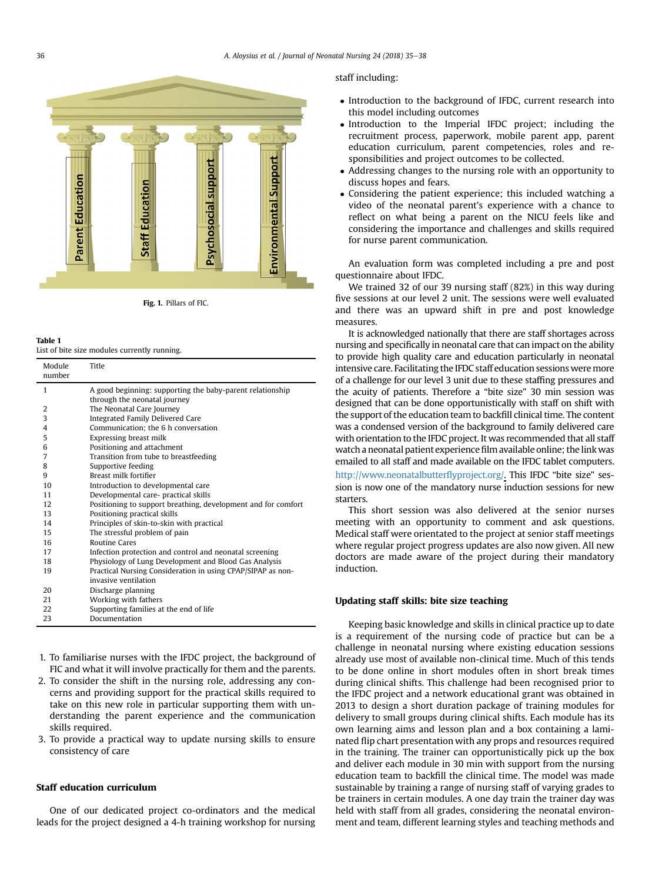Parent Education

Staff Education

Psychosocial support

Environmental Support

**Fig. 1.** Pillars of FIC.

**Table 1**
List of bite size modules currently running.

| Module number | Title |
|---|---|
| 1 | A good beginning: supporting the baby-parent relationship through the neonatal journey |
| 2 | The Neonatal Care Journey |
| 3 | Integrated Family Delivered Care |
| 4 | Communication; the 6 h conversation |
| 5 | Expressing breast milk |
| 6 | Positioning and attachment |
| 7 | Transition from tube to breastfeeding |
| 8 | Supportive feeding |
| 9 | Breast milk fortifier |
| 10 | Introduction to developmental care |
| 11 | Developmental care- practical skills |
| 12 | Positioning to support breathing, development and for comfort |
| 13 | Positioning practical skills |
| 14 | Principles of skin-to-skin with practical |
| 15 | The stressful problem of pain |
| 16 | Routine Cares |
| 17 | Infection protection and control and neonatal screening |
| 18 | Physiology of Lung Development and Blood Gas Analysis |
| 19 | Practical Nursing Consideration in using CPAP/SIPAP as non-invasive ventilation |
| 20 | Discharge planning |
| 21 | Working with fathers |
| 22 | Supporting families at the end of life |
| 23 | Documentation |

1. To familiarise nurses with the IFDC project, the background of FIC and what it will involve practically for them and the parents.
2. To consider the shift in the nursing role, addressing any concerns and providing support for the practical skills required to take on this new role in particular supporting them with understanding the parent experience and the communication skills required.
3. To provide a practical way to update nursing skills to ensure consistency of care

## Staff education curriculum

One of our dedicated project co-ordinators and the medical leads for the project designed a 4-h training workshop for nursing staff including:

- Introduction to the background of IFDC, current research into this model including outcomes
- Introduction to the Imperial IFDC project; including the recruitment process, paperwork, mobile parent app, parent education curriculum, parent competencies, roles and responsibilities and project outcomes to be collected.
- Addressing changes to the nursing role with an opportunity to discuss hopes and fears.
- Considering the patient experience; this included watching a video of the neonatal parent's experience with a chance to reflect on what being a parent on the NICU feels like and considering the importance and challenges and skills required for nurse parent communication.

An evaluation form was completed including a pre and post questionnaire about IFDC.

We trained 32 of our 39 nursing staff (82%) in this way during five sessions at our level 2 unit. The sessions were well evaluated and there was an upward shift in pre and post knowledge measures.

It is acknowledged nationally that there are staff shortages across nursing and specifically in neonatal care that can impact on the ability to provide high quality care and education particularly in neonatal intensive care. Facilitating the IFDC staff education sessions were more of a challenge for our level 3 unit due to these staffing pressures and the acuity of patients. Therefore a "bite size" 30 min session was designed that can be done opportunistically with staff on shift with the support of the education team to backfill clinical time. The content was a condensed version of the background to family delivered care with orientation to the IFDC project. It was recommended that all staff watch a neonatal patient experience film available online; the link was emailed to all staff and made available on the IFDC tablet computers. http://www.neonatalbutterflyproject.org/. This IFDC "bite size" session is now one of the mandatory nurse induction sessions for new starters.

This short session was also delivered at the senior nurses meeting with an opportunity to comment and ask questions. Medical staff were orientated to the project at senior staff meetings where regular project progress updates are also now given. All new doctors are made aware of the project during their mandatory induction.

## Updating staff skills: bite size teaching

Keeping basic knowledge and skills in clinical practice up to date is a requirement of the nursing code of practice but can be a challenge in neonatal nursing where existing education sessions already use most of available non-clinical time. Much of this tends to be done online in short modules often in short break times during clinical shifts. This challenge had been recognised prior to the IFDC project and a network educational grant was obtained in 2013 to design a short duration package of training modules for delivery to small groups during clinical shifts. Each module has its own learning aims and lesson plan and a box containing a laminated flip chart presentation with any props and resources required in the training. The trainer can opportunistically pick up the box and deliver each module in 30 min with support from the nursing education team to backfill the clinical time. The model was made sustainable by training a range of nursing staff of varying grades to be trainers in certain modules. A one day train the trainer day was held with staff from all grades, considering the neonatal environment and team, different learning styles and teaching methods and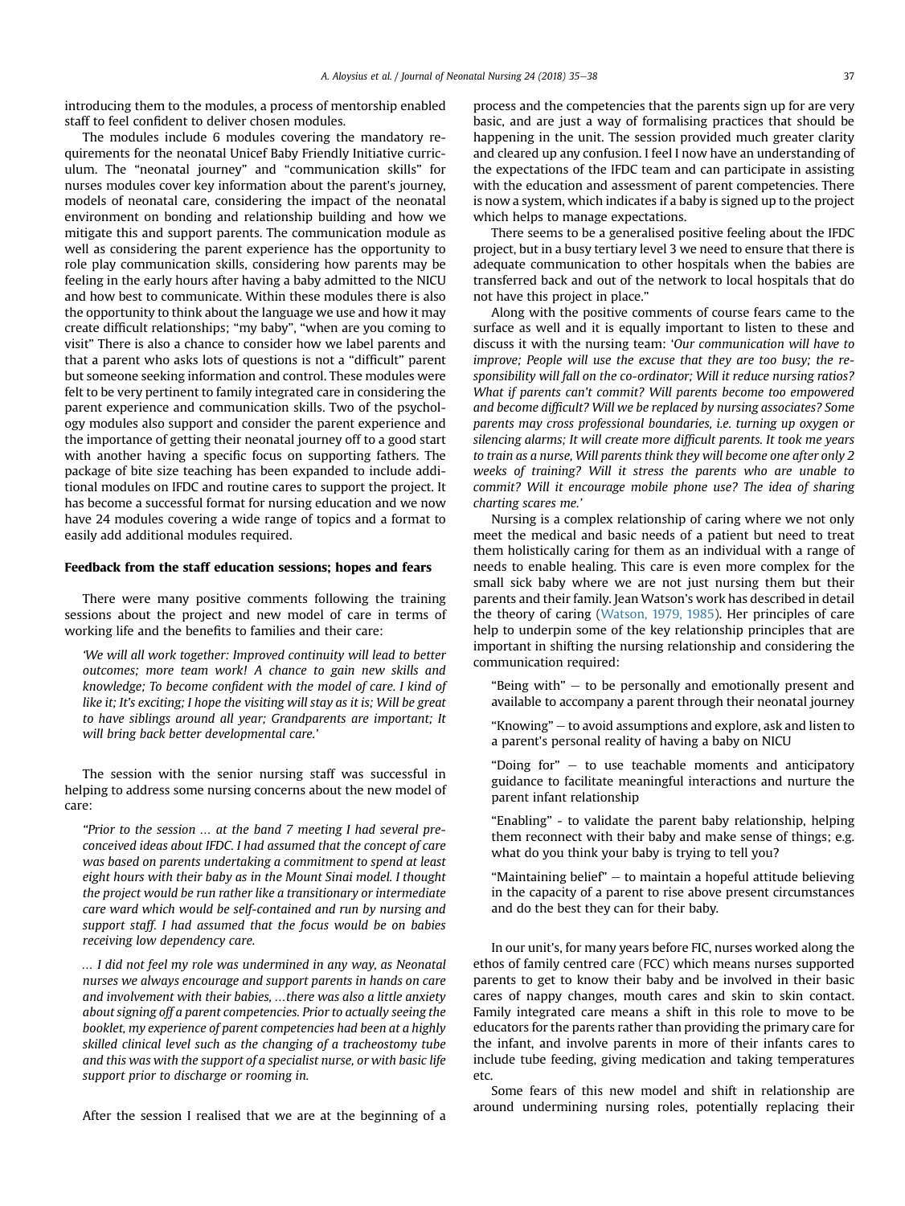introducing them to the modules, a process of mentorship enabled staff to feel confident to deliver chosen modules.

The modules include 6 modules covering the mandatory requirements for the neonatal Unicef Baby Friendly Initiative curriculum. The "neonatal journey" and "communication skills" for nurses modules cover key information about the parent's journey, models of neonatal care, considering the impact of the neonatal environment on bonding and relationship building and how we mitigate this and support parents. The communication module as well as considering the parent experience has the opportunity to role play communication skills, considering how parents may be feeling in the early hours after having a baby admitted to the NICU and how best to communicate. Within these modules there is also the opportunity to think about the language we use and how it may create difficult relationships; "my baby", "when are you coming to visit" There is also a chance to consider how we label parents and that a parent who asks lots of questions is not a "difficult" parent but someone seeking information and control. These modules were felt to be very pertinent to family integrated care in considering the parent experience and communication skills. Two of the psychology modules also support and consider the parent experience and the importance of getting their neonatal journey off to a good start with another having a specific focus on supporting fathers. The package of bite size teaching has been expanded to include additional modules on IFDC and routine cares to support the project. It has become a successful format for nursing education and we now have 24 modules covering a wide range of topics and a format to easily add additional modules required.

## Feedback from the staff education sessions; hopes and fears

There were many positive comments following the training sessions about the project and new model of care in terms of working life and the benefits to families and their care:

> *'We will all work together: Improved continuity will lead to better outcomes; more team work! A chance to gain new skills and knowledge; To become confident with the model of care. I kind of like it; It's exciting; I hope the visiting will stay as it is; Will be great to have siblings around all year; Grandparents are important; It will bring back better developmental care.'*

The session with the senior nursing staff was successful in helping to address some nursing concerns about the new model of care:

> *"Prior to the session … at the band 7 meeting I had several preconceived ideas about IFDC. I had assumed that the concept of care was based on parents undertaking a commitment to spend at least eight hours with their baby as in the Mount Sinai model. I thought the project would be run rather like a transitionary or intermediate care ward which would be self-contained and run by nursing and support staff. I had assumed that the focus would be on babies receiving low dependency care.*
>
> *… I did not feel my role was undermined in any way, as Neonatal nurses we always encourage and support parents in hands on care and involvement with their babies, …there was also a little anxiety about signing off a parent competencies. Prior to actually seeing the booklet, my experience of parent competencies had been at a highly skilled clinical level such as the changing of a tracheostomy tube and this was with the support of a specialist nurse, or with basic life support prior to discharge or rooming in.*

After the session I realised that we are at the beginning of a process and the competencies that the parents sign up for are very basic, and are just a way of formalising practices that should be happening in the unit. The session provided much greater clarity and cleared up any confusion. I feel I now have an understanding of the expectations of the IFDC team and can participate in assisting with the education and assessment of parent competencies. There is now a system, which indicates if a baby is signed up to the project which helps to manage expectations.

There seems to be a generalised positive feeling about the IFDC project, but in a busy tertiary level 3 we need to ensure that there is adequate communication to other hospitals when the babies are transferred back and out of the network to local hospitals that do not have this project in place."

Along with the positive comments of course fears came to the surface as well and it is equally important to listen to these and discuss it with the nursing team: '*Our communication will have to improve; People will use the excuse that they are too busy; the responsibility will fall on the co-ordinator; Will it reduce nursing ratios? What if parents can't commit? Will parents become too empowered and become difficult? Will we be replaced by nursing associates? Some parents may cross professional boundaries, i.e. turning up oxygen or silencing alarms; It will create more difficult parents. It took me years to train as a nurse, Will parents think they will become one after only 2 weeks of training? Will it stress the parents who are unable to commit? Will it encourage mobile phone use? The idea of sharing charting scares me.*'

Nursing is a complex relationship of caring where we not only meet the medical and basic needs of a patient but need to treat them holistically caring for them as an individual with a range of needs to enable healing. This care is even more complex for the small sick baby where we are not just nursing them but their parents and their family. Jean Watson's work has described in detail the theory of caring (Watson, 1979, 1985). Her principles of care help to underpin some of the key relationship principles that are important in shifting the nursing relationship and considering the communication required:

> "Being with" – to be personally and emotionally present and available to accompany a parent through their neonatal journey
>
> "Knowing" – to avoid assumptions and explore, ask and listen to a parent's personal reality of having a baby on NICU
>
> "Doing for" – to use teachable moments and anticipatory guidance to facilitate meaningful interactions and nurture the parent infant relationship
>
> "Enabling" - to validate the parent baby relationship, helping them reconnect with their baby and make sense of things; e.g. what do you think your baby is trying to tell you?
>
> "Maintaining belief" – to maintain a hopeful attitude believing in the capacity of a parent to rise above present circumstances and do the best they can for their baby.

In our unit's, for many years before FIC, nurses worked along the ethos of family centred care (FCC) which means nurses supported parents to get to know their baby and be involved in their basic cares of nappy changes, mouth cares and skin to skin contact. Family integrated care means a shift in this role to move to be educators for the parents rather than providing the primary care for the infant, and involve parents in more of their infants cares to include tube feeding, giving medication and taking temperatures etc.

Some fears of this new model and shift in relationship are around undermining nursing roles, potentially replacing their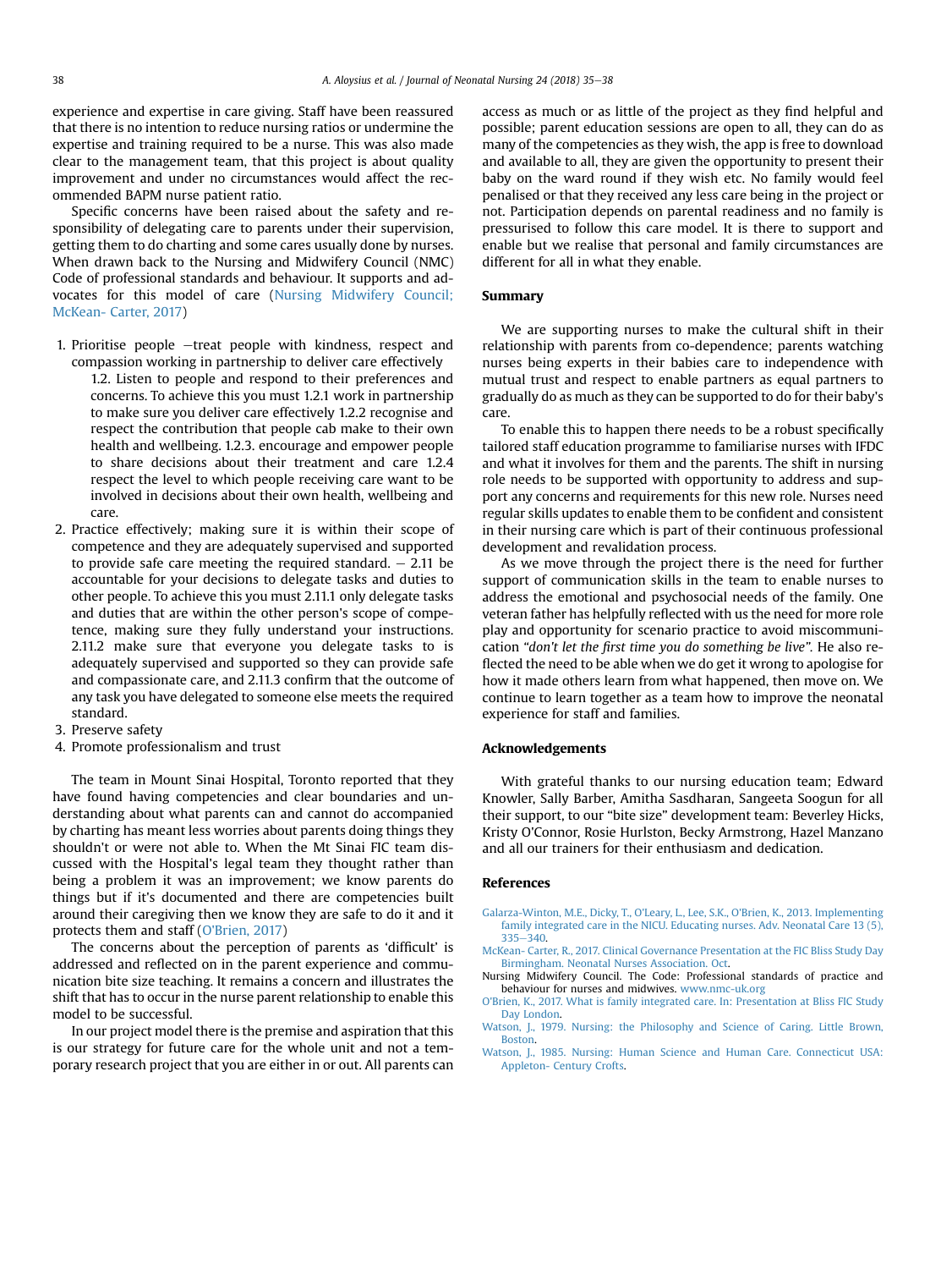experience and expertise in care giving. Staff have been reassured that there is no intention to reduce nursing ratios or undermine the expertise and training required to be a nurse. This was also made clear to the management team, that this project is about quality improvement and under no circumstances would affect the recommended BAPM nurse patient ratio.

Specific concerns have been raised about the safety and responsibility of delegating care to parents under their supervision, getting them to do charting and some cares usually done by nurses. When drawn back to the Nursing and Midwifery Council (NMC) Code of professional standards and behaviour. It supports and advocates for this model of care (Nursing Midwifery Council; McKean- Carter, 2017)

1. Prioritise people –treat people with kindness, respect and compassion working in partnership to deliver care effectively
   1.2. Listen to people and respond to their preferences and concerns. To achieve this you must 1.2.1 work in partnership to make sure you deliver care effectively 1.2.2 recognise and respect the contribution that people cab make to their own health and wellbeing. 1.2.3. encourage and empower people to share decisions about their treatment and care 1.2.4 respect the level to which people receiving care want to be involved in decisions about their own health, wellbeing and care.
2. Practice effectively; making sure it is within their scope of competence and they are adequately supervised and supported to provide safe care meeting the required standard. – 2.11 be accountable for your decisions to delegate tasks and duties to other people. To achieve this you must 2.11.1 only delegate tasks and duties that are within the other person's scope of competence, making sure they fully understand your instructions. 2.11.2 make sure that everyone you delegate tasks to is adequately supervised and supported so they can provide safe and compassionate care, and 2.11.3 confirm that the outcome of any task you have delegated to someone else meets the required standard.
3. Preserve safety
4. Promote professionalism and trust

The team in Mount Sinai Hospital, Toronto reported that they have found having competencies and clear boundaries and understanding about what parents can and cannot do accompanied by charting has meant less worries about parents doing things they shouldn't or were not able to. When the Mt Sinai FIC team discussed with the Hospital's legal team they thought rather than being a problem it was an improvement; we know parents do things but if it's documented and there are competencies built around their caregiving then we know they are safe to do it and it protects them and staff (O'Brien, 2017)

The concerns about the perception of parents as 'difficult' is addressed and reflected on in the parent experience and communication bite size teaching. It remains a concern and illustrates the shift that has to occur in the nurse parent relationship to enable this model to be successful.

In our project model there is the premise and aspiration that this is our strategy for future care for the whole unit and not a temporary research project that you are either in or out. All parents can access as much or as little of the project as they find helpful and possible; parent education sessions are open to all, they can do as many of the competencies as they wish, the app is free to download and available to all, they are given the opportunity to present their baby on the ward round if they wish etc. No family would feel penalised or that they received any less care being in the project or not. Participation depends on parental readiness and no family is pressurised to follow this care model. It is there to support and enable but we realise that personal and family circumstances are different for all in what they enable.

## Summary

We are supporting nurses to make the cultural shift in their relationship with parents from co-dependence; parents watching nurses being experts in their babies care to independence with mutual trust and respect to enable partners as equal partners to gradually do as much as they can be supported to do for their baby's care.

To enable this to happen there needs to be a robust specifically tailored staff education programme to familiarise nurses with IFDC and what it involves for them and the parents. The shift in nursing role needs to be supported with opportunity to address and support any concerns and requirements for this new role. Nurses need regular skills updates to enable them to be confident and consistent in their nursing care which is part of their continuous professional development and revalidation process.

As we move through the project there is the need for further support of communication skills in the team to enable nurses to address the emotional and psychosocial needs of the family. One veteran father has helpfully reflected with us the need for more role play and opportunity for scenario practice to avoid miscommunication *"don't let the first time you do something be live"*. He also reflected the need to be able when we do get it wrong to apologise for how it made others learn from what happened, then move on. We continue to learn together as a team how to improve the neonatal experience for staff and families.

## Acknowledgements

With grateful thanks to our nursing education team; Edward Knowler, Sally Barber, Amitha Sasdharan, Sangeeta Soogun for all their support, to our "bite size" development team: Beverley Hicks, Kristy O'Connor, Rosie Hurlston, Becky Armstrong, Hazel Manzano and all our trainers for their enthusiasm and dedication.

## References

Galarza-Winton, M.E., Dicky, T., O'Leary, L., Lee, S.K., O'Brien, K., 2013. Implementing family integrated care in the NICU. Educating nurses. Adv. Neonatal Care 13 (5), 335–340.

McKean- Carter, R., 2017. Clinical Governance Presentation at the FIC Bliss Study Day Birmingham. Neonatal Nurses Association. Oct.

Nursing Midwifery Council. The Code: Professional standards of practice and behaviour for nurses and midwives. www.nmc-uk.org

O'Brien, K., 2017. What is family integrated care. In: Presentation at Bliss FIC Study Day London.

Watson, J., 1979. Nursing: the Philosophy and Science of Caring. Little Brown, Boston.

Watson, J., 1985. Nursing: Human Science and Human Care. Connecticut USA: Appleton- Century Crofts.